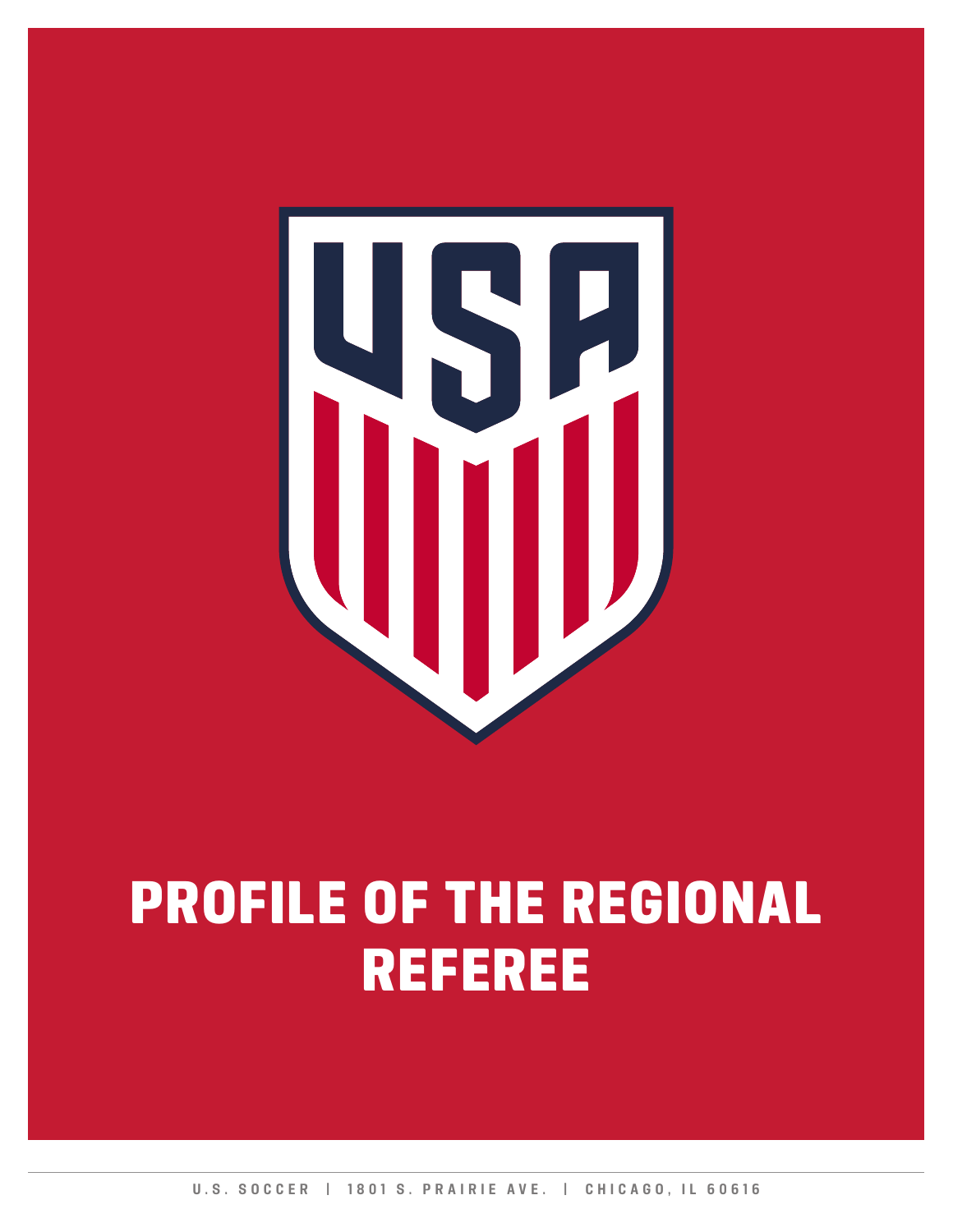# PROFILE OF THE REGIONAL REFEREE

U.S. SOCCER | 1801 S. PRAIRIE AVE. | CHICAGO, IL 60616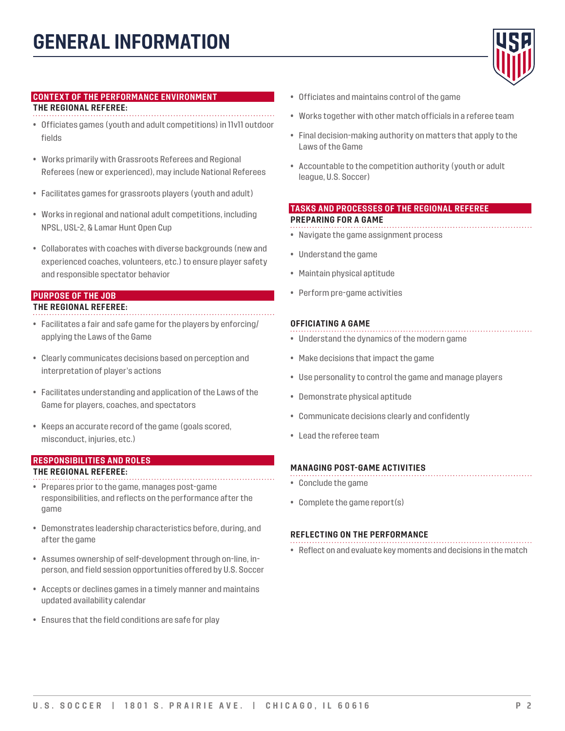# GENERAL INFORMATION

## CONTEXT OF THE PERFORMANCE ENVIRONMENT

**THE REGIONAL REFEREE:**

- Officiates games (youth and adult competitions) in 11v11 outdoor fields
- Works primarily with Grassroots Referees and Regional Referees (new or experienced), may include National Referees
- Facilitates games for grassroots players (youth and adult)
- Works in regional and national adult competitions, including NPSL, USL-2, & Lamar Hunt Open Cup
- Collaborates with coaches with diverse backgrounds (new and experienced coaches, volunteers, etc.) to ensure player safety and responsible spectator behavior

## PURPOSE OF THE JOB

**THE REGIONAL REFEREE:**

- Facilitates a fair and safe game for the players by enforcing/applying the Laws of the Game
- Clearly communicates decisions based on perception and interpretation of player's actions
- Facilitates understanding and application of the Laws of the Game for players, coaches, and spectators
- Keeps an accurate record of the game (goals scored, misconduct, injuries, etc.)

## RESPONSIBILITIES AND ROLES

**THE REGIONAL REFEREE:**

- Prepares prior to the game, manages post-game responsibilities, and reflects on the performance after the game
- Demonstrates leadership characteristics before, during, and after the game
- Assumes ownership of self-development through on-line, in-person, and field session opportunities offered by U.S. Soccer
- Accepts or declines games in a timely manner and maintains updated availability calendar
- Ensures that the field conditions are safe for play
- Officiates and maintains control of the game
- Works together with other match officials in a referee team
- Final decision-making authority on matters that apply to the Laws of the Game
- Accountable to the competition authority (youth or adult league, U.S. Soccer)

## TASKS AND PROCESSES OF THE REGIONAL REFEREE

**PREPARING FOR A GAME**

- Navigate the game assignment process
- Understand the game
- Maintain physical aptitude
- Perform pre-game activities

**OFFICIATING A GAME**

- Understand the dynamics of the modern game
- Make decisions that impact the game
- Use personality to control the game and manage players
- Demonstrate physical aptitude
- Communicate decisions clearly and confidently
- Lead the referee team

**MANAGING POST-GAME ACTIVITIES**

- Conclude the game
- Complete the game report(s)

**REFLECTING ON THE PERFORMANCE**

- Reflect on and evaluate key moments and decisions in the match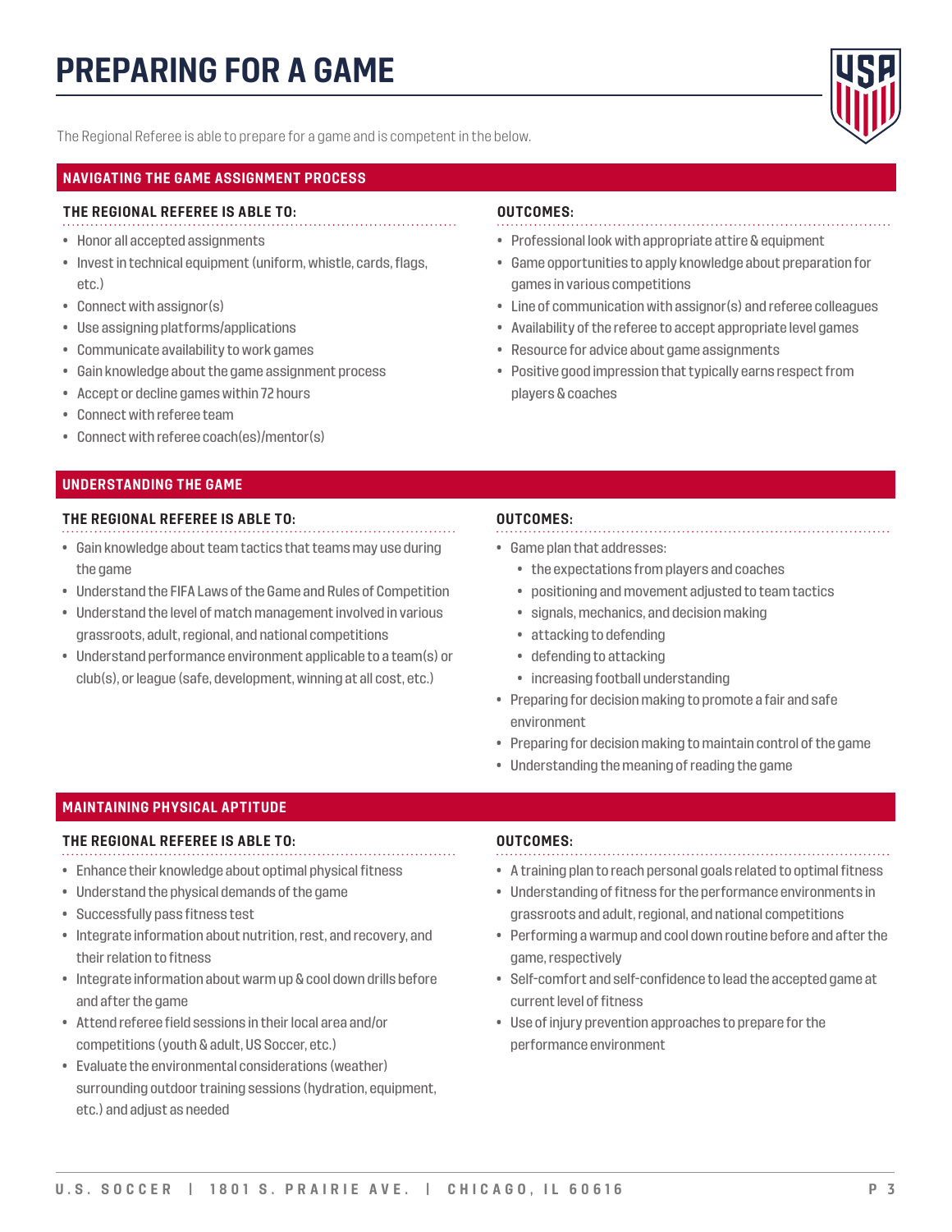# PREPARING FOR A GAME

The Regional Referee is able to prepare for a game and is competent in the below.

## NAVIGATING THE GAME ASSIGNMENT PROCESS

### THE REGIONAL REFEREE IS ABLE TO:

- Honor all accepted assignments
- Invest in technical equipment (uniform, whistle, cards, flags, etc.)
- Connect with assignor(s)
- Use assigning platforms/applications
- Communicate availability to work games
- Gain knowledge about the game assignment process
- Accept or decline games within 72 hours
- Connect with referee team
- Connect with referee coach(es)/mentor(s)

### OUTCOMES:

- Professional look with appropriate attire & equipment
- Game opportunities to apply knowledge about preparation for games in various competitions
- Line of communication with assignor(s) and referee colleagues
- Availability of the referee to accept appropriate level games
- Resource for advice about game assignments
- Positive good impression that typically earns respect from players & coaches

## UNDERSTANDING THE GAME

### THE REGIONAL REFEREE IS ABLE TO:

- Gain knowledge about team tactics that teams may use during the game
- Understand the FIFA Laws of the Game and Rules of Competition
- Understand the level of match management involved in various grassroots, adult, regional, and national competitions
- Understand performance environment applicable to a team(s) or club(s), or league (safe, development, winning at all cost, etc.)

### OUTCOMES:

- Game plan that addresses:
  - the expectations from players and coaches
  - positioning and movement adjusted to team tactics
  - signals, mechanics, and decision making
  - attacking to defending
  - defending to attacking
  - increasing football understanding
- Preparing for decision making to promote a fair and safe environment
- Preparing for decision making to maintain control of the game
- Understanding the meaning of reading the game

## MAINTAINING PHYSICAL APTITUDE

### THE REGIONAL REFEREE IS ABLE TO:

- Enhance their knowledge about optimal physical fitness
- Understand the physical demands of the game
- Successfully pass fitness test
- Integrate information about nutrition, rest, and recovery, and their relation to fitness
- Integrate information about warm up & cool down drills before and after the game
- Attend referee field sessions in their local area and/or competitions (youth & adult, US Soccer, etc.)
- Evaluate the environmental considerations (weather) surrounding outdoor training sessions (hydration, equipment, etc.) and adjust as needed

### OUTCOMES:

- A training plan to reach personal goals related to optimal fitness
- Understanding of fitness for the performance environments in grassroots and adult, regional, and national competitions
- Performing a warmup and cool down routine before and after the game, respectively
- Self-comfort and self-confidence to lead the accepted game at current level of fitness
- Use of injury prevention approaches to prepare for the performance environment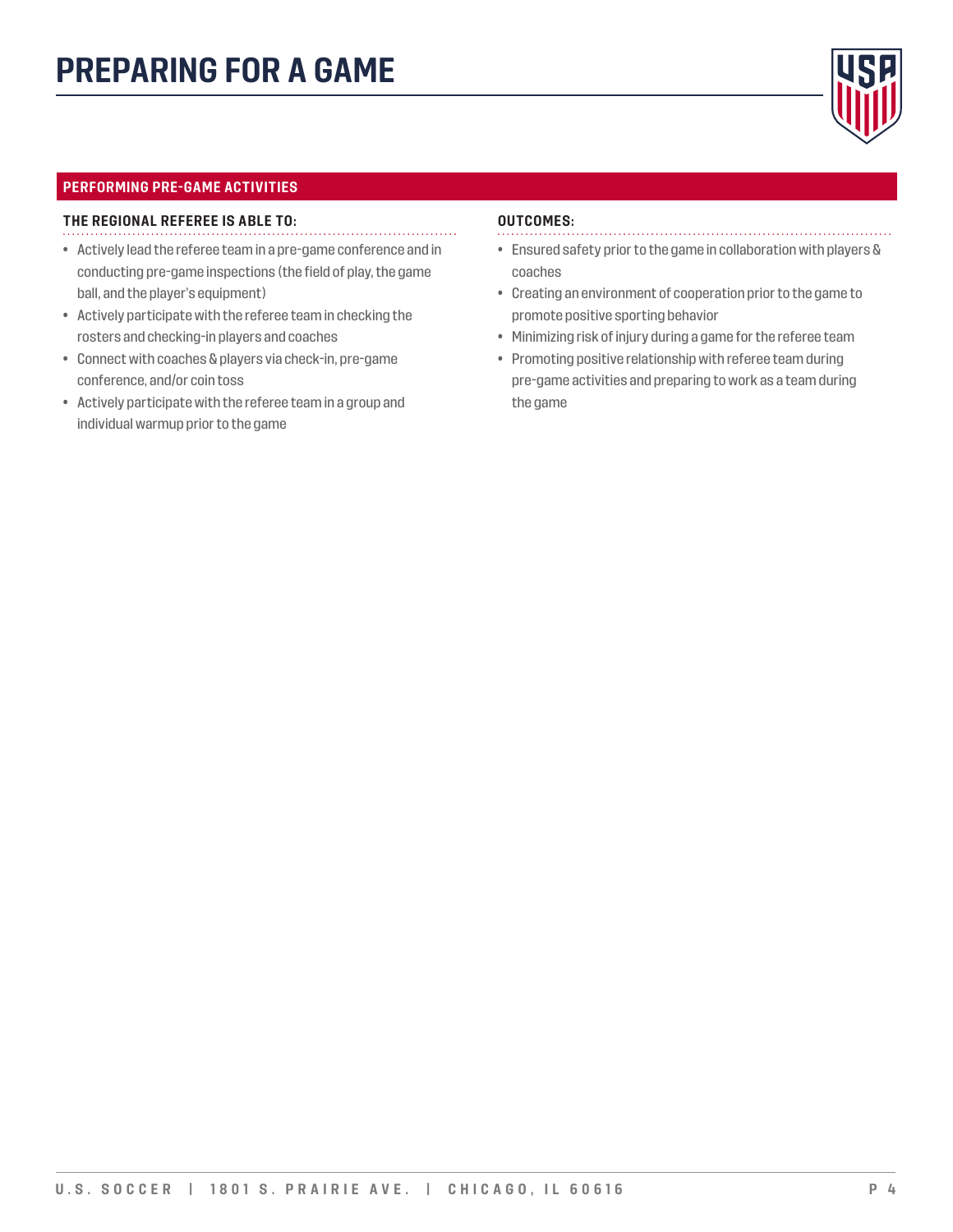# PREPARING FOR A GAME

## PERFORMING PRE-GAME ACTIVITIES

**THE REGIONAL REFEREE IS ABLE TO:**

- Actively lead the referee team in a pre-game conference and in conducting pre-game inspections (the field of play, the game ball, and the player's equipment)
- Actively participate with the referee team in checking the rosters and checking-in players and coaches
- Connect with coaches & players via check-in, pre-game conference, and/or coin toss
- Actively participate with the referee team in a group and individual warmup prior to the game

**OUTCOMES:**

- Ensured safety prior to the game in collaboration with players & coaches
- Creating an environment of cooperation prior to the game to promote positive sporting behavior
- Minimizing risk of injury during a game for the referee team
- Promoting positive relationship with referee team during pre-game activities and preparing to work as a team during the game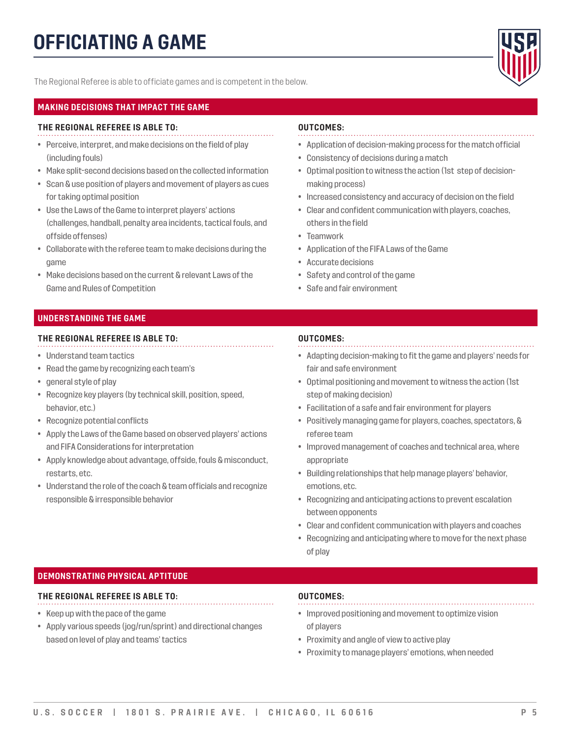# OFFICIATING A GAME

The Regional Referee is able to officiate games and is competent in the below.

## MAKING DECISIONS THAT IMPACT THE GAME

### THE REGIONAL REFEREE IS ABLE TO:

- Perceive, interpret, and make decisions on the field of play (including fouls)
- Make split-second decisions based on the collected information
- Scan & use position of players and movement of players as cues for taking optimal position
- Use the Laws of the Game to interpret players' actions (challenges, handball, penalty area incidents, tactical fouls, and offside offenses)
- Collaborate with the referee team to make decisions during the game
- Make decisions based on the current & relevant Laws of the Game and Rules of Competition

### OUTCOMES:

- Application of decision-making process for the match official
- Consistency of decisions during a match
- Optimal position to witness the action (1st step of decision-making process)
- Increased consistency and accuracy of decision on the field
- Clear and confident communication with players, coaches, others in the field
- Teamwork
- Application of the FIFA Laws of the Game
- Accurate decisions
- Safety and control of the game
- Safe and fair environment

## UNDERSTANDING THE GAME

### THE REGIONAL REFEREE IS ABLE TO:

- Understand team tactics
- Read the game by recognizing each team's
- general style of play
- Recognize key players (by technical skill, position, speed, behavior, etc.)
- Recognize potential conflicts
- Apply the Laws of the Game based on observed players' actions and FIFA Considerations for interpretation
- Apply knowledge about advantage, offside, fouls & misconduct, restarts, etc.
- Understand the role of the coach & team officials and recognize responsible & irresponsible behavior

### OUTCOMES:

- Adapting decision-making to fit the game and players' needs for fair and safe environment
- Optimal positioning and movement to witness the action (1st step of making decision)
- Facilitation of a safe and fair environment for players
- Positively managing game for players, coaches, spectators, & referee team
- Improved management of coaches and technical area, where appropriate
- Building relationships that help manage players' behavior, emotions, etc.
- Recognizing and anticipating actions to prevent escalation between opponents
- Clear and confident communication with players and coaches
- Recognizing and anticipating where to move for the next phase of play

## DEMONSTRATING PHYSICAL APTITUDE

### THE REGIONAL REFEREE IS ABLE TO:

- Keep up with the pace of the game
- Apply various speeds (jog/run/sprint) and directional changes based on level of play and teams' tactics

### OUTCOMES:

- Improved positioning and movement to optimize vision of players
- Proximity and angle of view to active play
- Proximity to manage players' emotions, when needed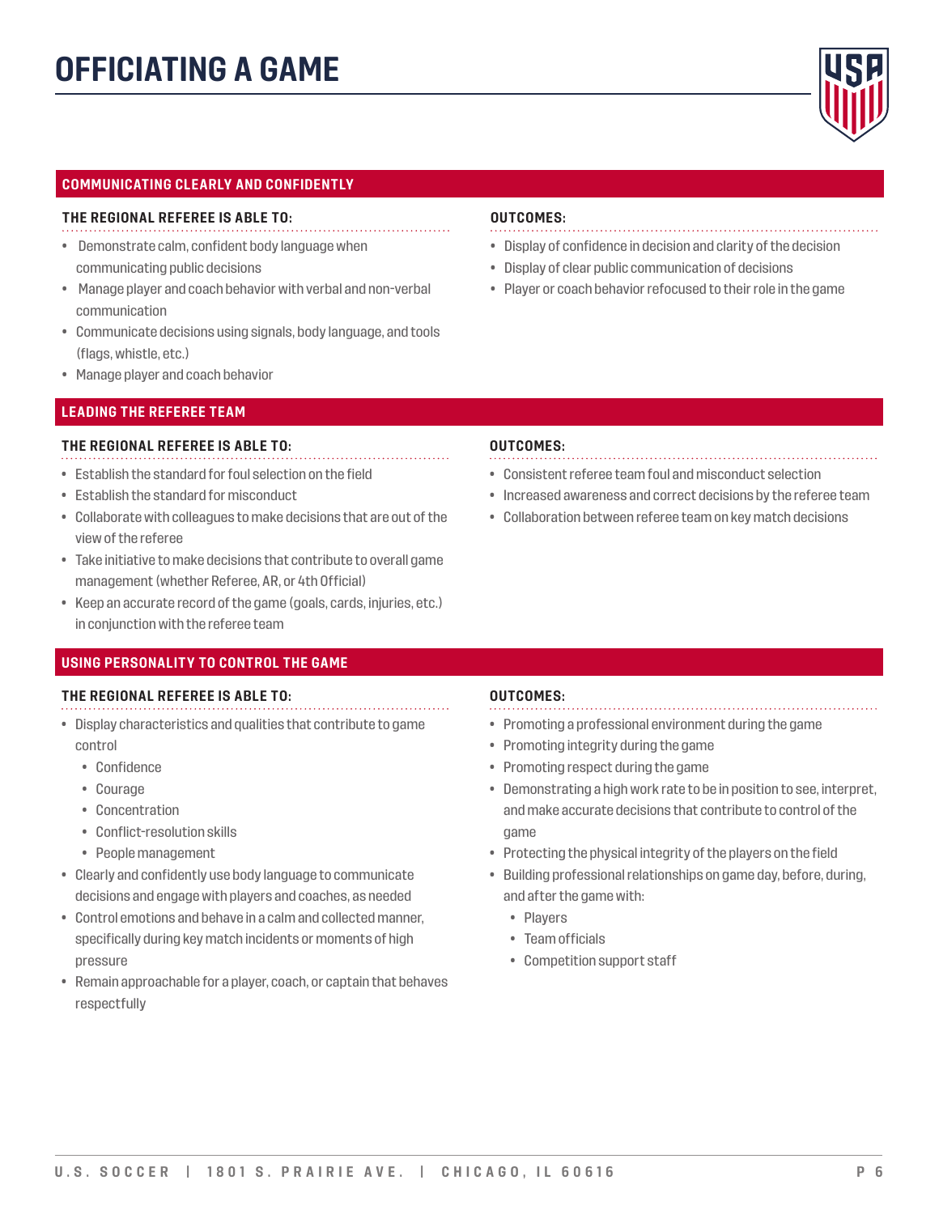# OFFICIATING A GAME

## COMMUNICATING CLEARLY AND CONFIDENTLY

**THE REGIONAL REFEREE IS ABLE TO:**

- Demonstrate calm, confident body language when communicating public decisions
- Manage player and coach behavior with verbal and non-verbal communication
- Communicate decisions using signals, body language, and tools (flags, whistle, etc.)
- Manage player and coach behavior

**OUTCOMES:**

- Display of confidence in decision and clarity of the decision
- Display of clear public communication of decisions
- Player or coach behavior refocused to their role in the game

## LEADING THE REFEREE TEAM

**THE REGIONAL REFEREE IS ABLE TO:**

- Establish the standard for foul selection on the field
- Establish the standard for misconduct
- Collaborate with colleagues to make decisions that are out of the view of the referee
- Take initiative to make decisions that contribute to overall game management (whether Referee, AR, or 4th Official)
- Keep an accurate record of the game (goals, cards, injuries, etc.) in conjunction with the referee team

**OUTCOMES:**

- Consistent referee team foul and misconduct selection
- Increased awareness and correct decisions by the referee team
- Collaboration between referee team on key match decisions

## USING PERSONALITY TO CONTROL THE GAME

**THE REGIONAL REFEREE IS ABLE TO:**

- Display characteristics and qualities that contribute to game control
  - Confidence
  - Courage
  - Concentration
  - Conflict-resolution skills
  - People management
- Clearly and confidently use body language to communicate decisions and engage with players and coaches, as needed
- Control emotions and behave in a calm and collected manner, specifically during key match incidents or moments of high pressure
- Remain approachable for a player, coach, or captain that behaves respectfully

**OUTCOMES:**

- Promoting a professional environment during the game
- Promoting integrity during the game
- Promoting respect during the game
- Demonstrating a high work rate to be in position to see, interpret, and make accurate decisions that contribute to control of the game
- Protecting the physical integrity of the players on the field
- Building professional relationships on game day, before, during, and after the game with:
  - Players
  - Team officials
  - Competition support staff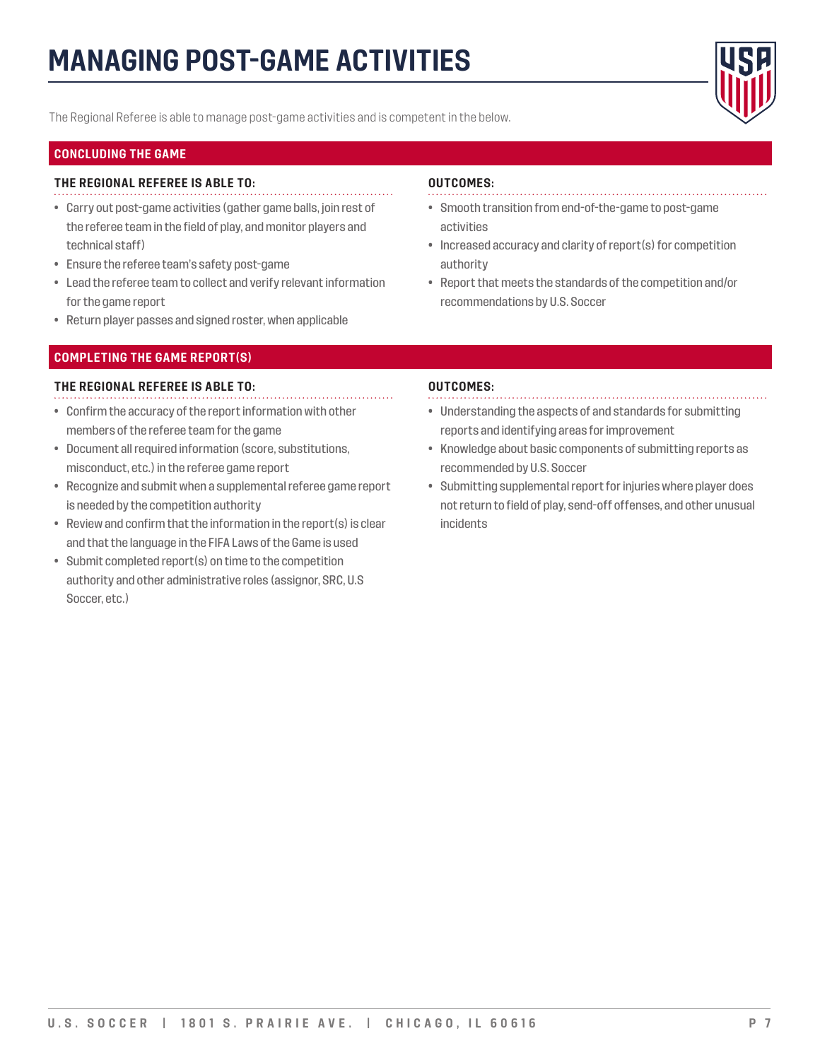# MANAGING POST-GAME ACTIVITIES

The Regional Referee is able to manage post-game activities and is competent in the below.

## CONCLUDING THE GAME

### THE REGIONAL REFEREE IS ABLE TO:

- Carry out post-game activities (gather game balls, join rest of the referee team in the field of play, and monitor players and technical staff)
- Ensure the referee team's safety post-game
- Lead the referee team to collect and verify relevant information for the game report
- Return player passes and signed roster, when applicable

### OUTCOMES:

- Smooth transition from end-of-the-game to post-game activities
- Increased accuracy and clarity of report(s) for competition authority
- Report that meets the standards of the competition and/or recommendations by U.S. Soccer

## COMPLETING THE GAME REPORT(S)

### THE REGIONAL REFEREE IS ABLE TO:

- Confirm the accuracy of the report information with other members of the referee team for the game
- Document all required information (score, substitutions, misconduct, etc.) in the referee game report
- Recognize and submit when a supplemental referee game report is needed by the competition authority
- Review and confirm that the information in the report(s) is clear and that the language in the FIFA Laws of the Game is used
- Submit completed report(s) on time to the competition authority and other administrative roles (assignor, SRC, U.S Soccer, etc.)

### OUTCOMES:

- Understanding the aspects of and standards for submitting reports and identifying areas for improvement
- Knowledge about basic components of submitting reports as recommended by U.S. Soccer
- Submitting supplemental report for injuries where player does not return to field of play, send-off offenses, and other unusual incidents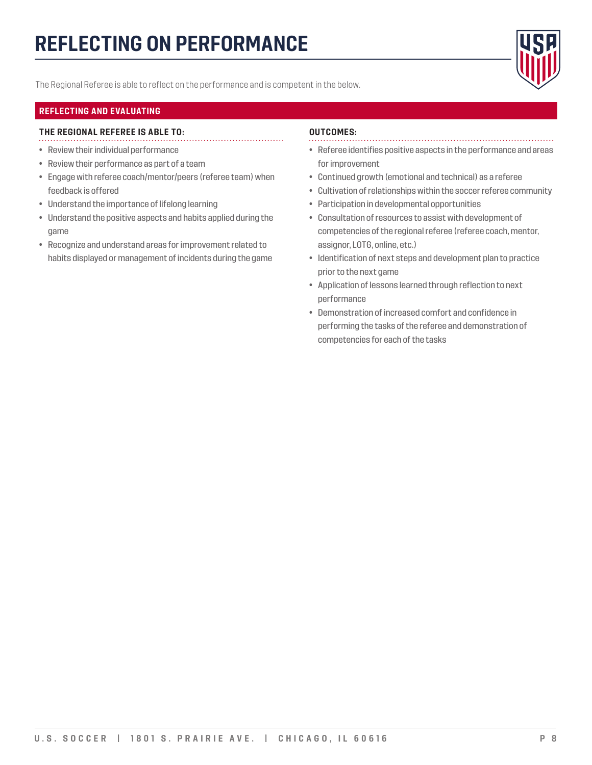# REFLECTING ON PERFORMANCE

The Regional Referee is able to reflect on the performance and is competent in the below.

## REFLECTING AND EVALUATING

### THE REGIONAL REFEREE IS ABLE TO:

- Review their individual performance
- Review their performance as part of a team
- Engage with referee coach/mentor/peers (referee team) when feedback is offered
- Understand the importance of lifelong learning
- Understand the positive aspects and habits applied during the game
- Recognize and understand areas for improvement related to habits displayed or management of incidents during the game

### OUTCOMES:

- Referee identifies positive aspects in the performance and areas for improvement
- Continued growth (emotional and technical) as a referee
- Cultivation of relationships within the soccer referee community
- Participation in developmental opportunities
- Consultation of resources to assist with development of competencies of the regional referee (referee coach, mentor, assignor, LOTG, online, etc.)
- Identification of next steps and development plan to practice prior to the next game
- Application of lessons learned through reflection to next performance
- Demonstration of increased comfort and confidence in performing the tasks of the referee and demonstration of competencies for each of the tasks